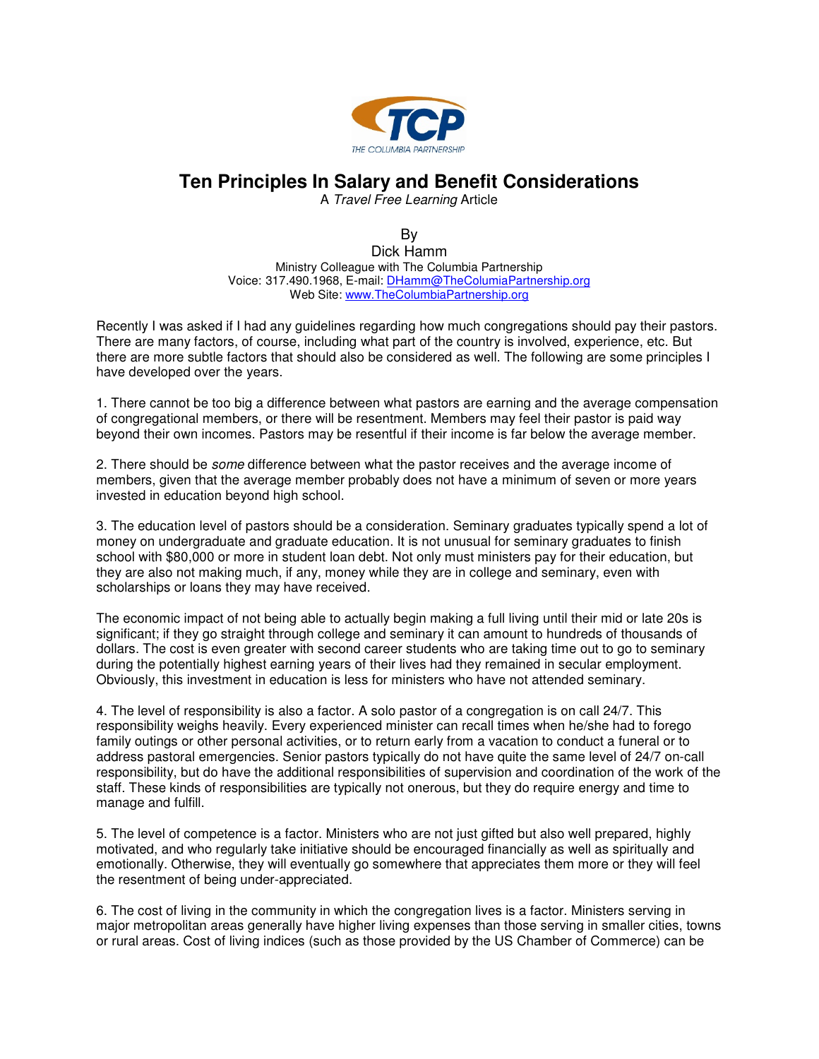# Ten Principles In Salary and Benefit Considerations

A *Travel Free Learning* Article

By
Dick Hamm
Ministry Colleague with The Columbia Partnership
Voice: 317.490.1968, E-mail: DHamm@TheColumiaPartnership.org
Web Site: www.TheColumbiaPartnership.org

Recently I was asked if I had any guidelines regarding how much congregations should pay their pastors. There are many factors, of course, including what part of the country is involved, experience, etc. But there are more subtle factors that should also be considered as well. The following are some principles I have developed over the years.

1. There cannot be too big a difference between what pastors are earning and the average compensation of congregational members, or there will be resentment. Members may feel their pastor is paid way beyond their own incomes. Pastors may be resentful if their income is far below the average member.

2. There should be *some* difference between what the pastor receives and the average income of members, given that the average member probably does not have a minimum of seven or more years invested in education beyond high school.

3. The education level of pastors should be a consideration. Seminary graduates typically spend a lot of money on undergraduate and graduate education. It is not unusual for seminary graduates to finish school with $80,000 or more in student loan debt. Not only must ministers pay for their education, but they are also not making much, if any, money while they are in college and seminary, even with scholarships or loans they may have received.

The economic impact of not being able to actually begin making a full living until their mid or late 20s is significant; if they go straight through college and seminary it can amount to hundreds of thousands of dollars. The cost is even greater with second career students who are taking time out to go to seminary during the potentially highest earning years of their lives had they remained in secular employment. Obviously, this investment in education is less for ministers who have not attended seminary.

4. The level of responsibility is also a factor. A solo pastor of a congregation is on call 24/7. This responsibility weighs heavily. Every experienced minister can recall times when he/she had to forego family outings or other personal activities, or to return early from a vacation to conduct a funeral or to address pastoral emergencies. Senior pastors typically do not have quite the same level of 24/7 on-call responsibility, but do have the additional responsibilities of supervision and coordination of the work of the staff. These kinds of responsibilities are typically not onerous, but they do require energy and time to manage and fulfill.

5. The level of competence is a factor. Ministers who are not just gifted but also well prepared, highly motivated, and who regularly take initiative should be encouraged financially as well as spiritually and emotionally. Otherwise, they will eventually go somewhere that appreciates them more or they will feel the resentment of being under-appreciated.

6. The cost of living in the community in which the congregation lives is a factor. Ministers serving in major metropolitan areas generally have higher living expenses than those serving in smaller cities, towns or rural areas. Cost of living indices (such as those provided by the US Chamber of Commerce) can be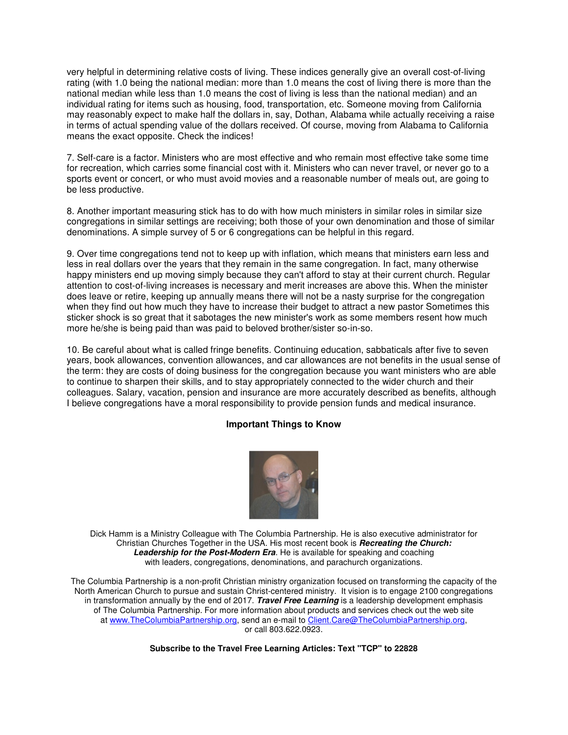very helpful in determining relative costs of living. These indices generally give an overall cost-of-living rating (with 1.0 being the national median: more than 1.0 means the cost of living there is more than the national median while less than 1.0 means the cost of living is less than the national median) and an individual rating for items such as housing, food, transportation, etc. Someone moving from California may reasonably expect to make half the dollars in, say, Dothan, Alabama while actually receiving a raise in terms of actual spending value of the dollars received. Of course, moving from Alabama to California means the exact opposite. Check the indices!

7. Self-care is a factor. Ministers who are most effective and who remain most effective take some time for recreation, which carries some financial cost with it. Ministers who can never travel, or never go to a sports event or concert, or who must avoid movies and a reasonable number of meals out, are going to be less productive.

8. Another important measuring stick has to do with how much ministers in similar roles in similar size congregations in similar settings are receiving; both those of your own denomination and those of similar denominations. A simple survey of 5 or 6 congregations can be helpful in this regard.

9. Over time congregations tend not to keep up with inflation, which means that ministers earn less and less in real dollars over the years that they remain in the same congregation. In fact, many otherwise happy ministers end up moving simply because they can't afford to stay at their current church. Regular attention to cost-of-living increases is necessary and merit increases are above this. When the minister does leave or retire, keeping up annually means there will not be a nasty surprise for the congregation when they find out how much they have to increase their budget to attract a new pastor Sometimes this sticker shock is so great that it sabotages the new minister's work as some members resent how much more he/she is being paid than was paid to beloved brother/sister so-in-so.

10. Be careful about what is called fringe benefits. Continuing education, sabbaticals after five to seven years, book allowances, convention allowances, and car allowances are not benefits in the usual sense of the term: they are costs of doing business for the congregation because you want ministers who are able to continue to sharpen their skills, and to stay appropriately connected to the wider church and their colleagues. Salary, vacation, pension and insurance are more accurately described as benefits, although I believe congregations have a moral responsibility to provide pension funds and medical insurance.

**Important Things to Know**

Dick Hamm is a Ministry Colleague with The Columbia Partnership. He is also executive administrator for Christian Churches Together in the USA. His most recent book is ***Recreating the Church: Leadership for the Post-Modern Era***. He is available for speaking and coaching with leaders, congregations, denominations, and parachurch organizations.

The Columbia Partnership is a non-profit Christian ministry organization focused on transforming the capacity of the North American Church to pursue and sustain Christ-centered ministry. It vision is to engage 2100 congregations in transformation annually by the end of 2017. ***Travel Free Learning*** is a leadership development emphasis of The Columbia Partnership. For more information about products and services check out the web site at www.TheColumbiaPartnership.org, send an e-mail to Client.Care@TheColumbiaPartnership.org, or call 803.622.0923.

**Subscribe to the Travel Free Learning Articles: Text "TCP" to 22828**